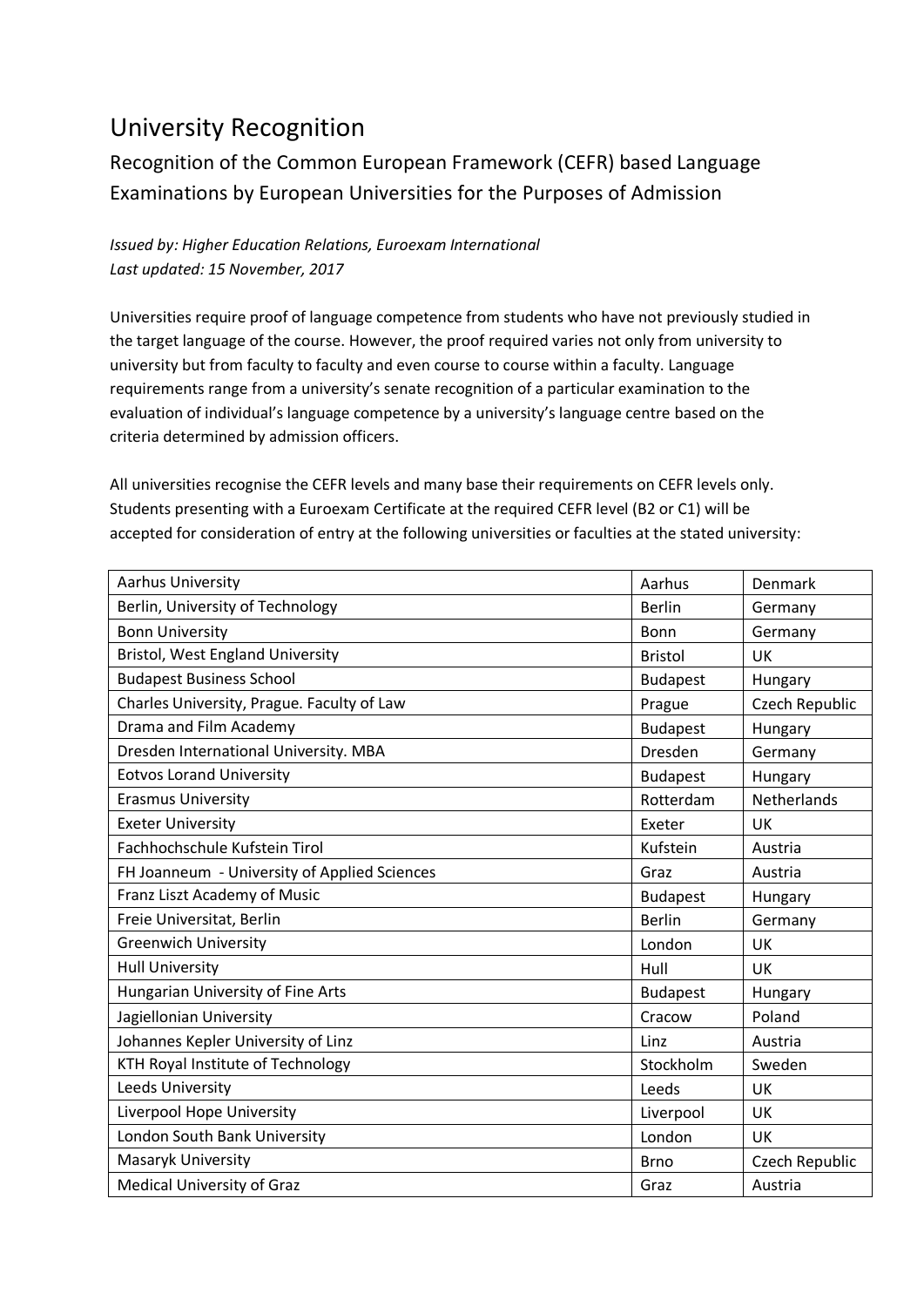# University Recognition

## Recognition of the Common European Framework (CEFR) based Language Examinations by European Universities for the Purposes of Admission

*Issued by: Higher Education Relations, Euroexam International*
*Last updated: 15 November, 2017*

Universities require proof of language competence from students who have not previously studied in the target language of the course. However, the proof required varies not only from university to university but from faculty to faculty and even course to course within a faculty. Language requirements range from a university's senate recognition of a particular examination to the evaluation of individual's language competence by a university's language centre based on the criteria determined by admission officers.

All universities recognise the CEFR levels and many base their requirements on CEFR levels only. Students presenting with a Euroexam Certificate at the required CEFR level (B2 or C1) will be accepted for consideration of entry at the following universities or faculties at the stated university:

| | | |
|---|---|---|
| Aarhus University | Aarhus | Denmark |
| Berlin, University of Technology | Berlin | Germany |
| Bonn University | Bonn | Germany |
| Bristol, West England University | Bristol | UK |
| Budapest Business School | Budapest | Hungary |
| Charles University, Prague. Faculty of Law | Prague | Czech Republic |
| Drama and Film Academy | Budapest | Hungary |
| Dresden International University. MBA | Dresden | Germany |
| Eotvos Lorand University | Budapest | Hungary |
| Erasmus University | Rotterdam | Netherlands |
| Exeter University | Exeter | UK |
| Fachhochschule Kufstein Tirol | Kufstein | Austria |
| FH Joanneum - University of Applied Sciences | Graz | Austria |
| Franz Liszt Academy of Music | Budapest | Hungary |
| Freie Universitat, Berlin | Berlin | Germany |
| Greenwich University | London | UK |
| Hull University | Hull | UK |
| Hungarian University of Fine Arts | Budapest | Hungary |
| Jagiellonian University | Cracow | Poland |
| Johannes Kepler University of Linz | Linz | Austria |
| KTH Royal Institute of Technology | Stockholm | Sweden |
| Leeds University | Leeds | UK |
| Liverpool Hope University | Liverpool | UK |
| London South Bank University | London | UK |
| Masaryk University | Brno | Czech Republic |
| Medical University of Graz | Graz | Austria |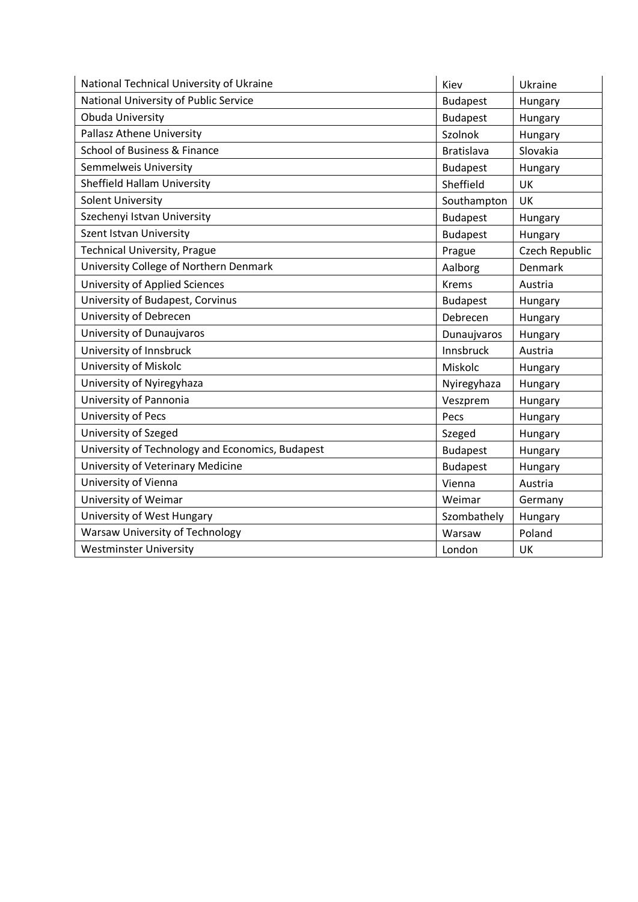| | | |
|---|---|---|
| National Technical University of Ukraine | Kiev | Ukraine |
| National University of Public Service | Budapest | Hungary |
| Obuda University | Budapest | Hungary |
| Pallasz Athene University | Szolnok | Hungary |
| School of Business & Finance | Bratislava | Slovakia |
| Semmelweis University | Budapest | Hungary |
| Sheffield Hallam University | Sheffield | UK |
| Solent University | Southampton | UK |
| Szechenyi Istvan University | Budapest | Hungary |
| Szent Istvan University | Budapest | Hungary |
| Technical University, Prague | Prague | Czech Republic |
| University College of Northern Denmark | Aalborg | Denmark |
| University of Applied Sciences | Krems | Austria |
| University of Budapest, Corvinus | Budapest | Hungary |
| University of Debrecen | Debrecen | Hungary |
| University of Dunaujvaros | Dunaujvaros | Hungary |
| University of Innsbruck | Innsbruck | Austria |
| University of Miskolc | Miskolc | Hungary |
| University of Nyiregyhaza | Nyiregyhaza | Hungary |
| University of Pannonia | Veszprem | Hungary |
| University of Pecs | Pecs | Hungary |
| University of Szeged | Szeged | Hungary |
| University of Technology and Economics, Budapest | Budapest | Hungary |
| University of Veterinary Medicine | Budapest | Hungary |
| University of Vienna | Vienna | Austria |
| University of Weimar | Weimar | Germany |
| University of West Hungary | Szombathely | Hungary |
| Warsaw University of Technology | Warsaw | Poland |
| Westminster University | London | UK |